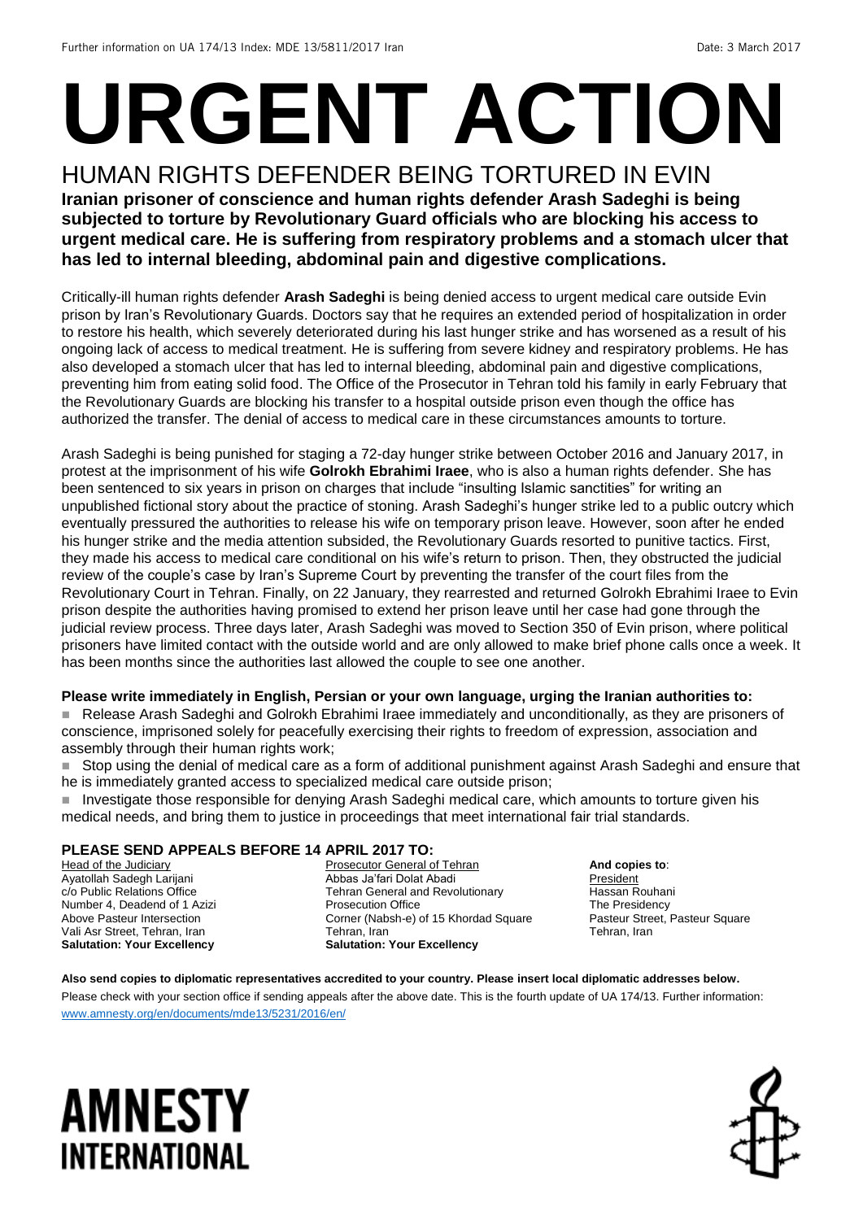Further information on UA 174/13 Index: MDE 13/5811/2017 Iran Date: 3 March 2017

# URGENT ACTION

## HUMAN RIGHTS DEFENDER BEING TORTURED IN EVIN

**Iranian prisoner of conscience and human rights defender Arash Sadeghi is being subjected to torture by Revolutionary Guard officials who are blocking his access to urgent medical care. He is suffering from respiratory problems and a stomach ulcer that has led to internal bleeding, abdominal pain and digestive complications.**

Critically-ill human rights defender **Arash Sadeghi** is being denied access to urgent medical care outside Evin prison by Iran's Revolutionary Guards. Doctors say that he requires an extended period of hospitalization in order to restore his health, which severely deteriorated during his last hunger strike and has worsened as a result of his ongoing lack of access to medical treatment. He is suffering from severe kidney and respiratory problems. He has also developed a stomach ulcer that has led to internal bleeding, abdominal pain and digestive complications, preventing him from eating solid food. The Office of the Prosecutor in Tehran told his family in early February that the Revolutionary Guards are blocking his transfer to a hospital outside prison even though the office has authorized the transfer. The denial of access to medical care in these circumstances amounts to torture.

Arash Sadeghi is being punished for staging a 72-day hunger strike between October 2016 and January 2017, in protest at the imprisonment of his wife **Golrokh Ebrahimi Iraee**, who is also a human rights defender. She has been sentenced to six years in prison on charges that include "insulting Islamic sanctities" for writing an unpublished fictional story about the practice of stoning. Arash Sadeghi's hunger strike led to a public outcry which eventually pressured the authorities to release his wife on temporary prison leave. However, soon after he ended his hunger strike and the media attention subsided, the Revolutionary Guards resorted to punitive tactics. First, they made his access to medical care conditional on his wife's return to prison. Then, they obstructed the judicial review of the couple's case by Iran's Supreme Court by preventing the transfer of the court files from the Revolutionary Court in Tehran. Finally, on 22 January, they rearrested and returned Golrokh Ebrahimi Iraee to Evin prison despite the authorities having promised to extend her prison leave until her case had gone through the judicial review process. Three days later, Arash Sadeghi was moved to Section 350 of Evin prison, where political prisoners have limited contact with the outside world and are only allowed to make brief phone calls once a week. It has been months since the authorities last allowed the couple to see one another.

**Please write immediately in English, Persian or your own language, urging the Iranian authorities to:**

- Release Arash Sadeghi and Golrokh Ebrahimi Iraee immediately and unconditionally, as they are prisoners of conscience, imprisoned solely for peacefully exercising their rights to freedom of expression, association and assembly through their human rights work;
- Stop using the denial of medical care as a form of additional punishment against Arash Sadeghi and ensure that he is immediately granted access to specialized medical care outside prison;
- Investigate those responsible for denying Arash Sadeghi medical care, which amounts to torture given his medical needs, and bring them to justice in proceedings that meet international fair trial standards.

**PLEASE SEND APPEALS BEFORE 14 APRIL 2017 TO:**

Head of the Judiciary
Ayatollah Sadegh Larijani
c/o Public Relations Office
Number 4, Deadend of 1 Azizi
Above Pasteur Intersection
Vali Asr Street, Tehran, Iran
**Salutation: Your Excellency**

Prosecutor General of Tehran
Abbas Ja'fari Dolat Abadi
Tehran General and Revolutionary Prosecution Office
Corner (Nabsh-e) of 15 Khordad Square
Tehran, Iran
**Salutation: Your Excellency**

**And copies to**:
President
Hassan Rouhani
The Presidency
Pasteur Street, Pasteur Square
Tehran, Iran

**Also send copies to diplomatic representatives accredited to your country. Please insert local diplomatic addresses below.**

Please check with your section office if sending appeals after the above date. This is the fourth update of UA 174/13. Further information: www.amnesty.org/en/documents/mde13/5231/2016/en/

AMNESTY INTERNATIONAL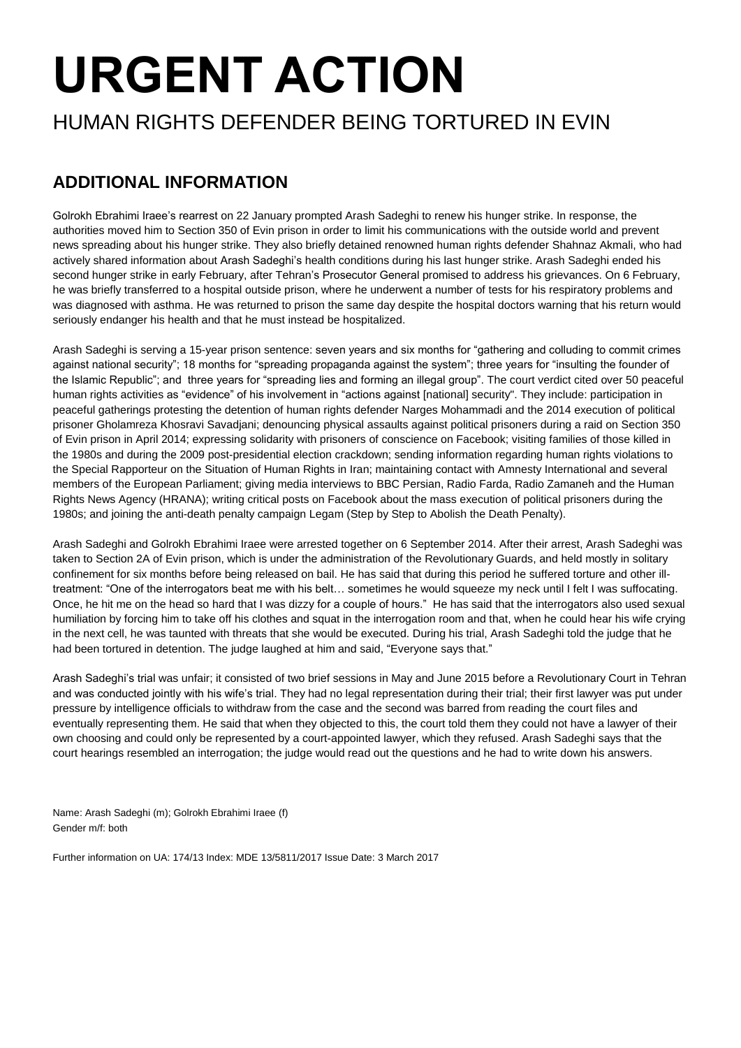# URGENT ACTION

## HUMAN RIGHTS DEFENDER BEING TORTURED IN EVIN

### ADDITIONAL INFORMATION

Golrokh Ebrahimi Iraee's rearrest on 22 January prompted Arash Sadeghi to renew his hunger strike. In response, the authorities moved him to Section 350 of Evin prison in order to limit his communications with the outside world and prevent news spreading about his hunger strike. They also briefly detained renowned human rights defender Shahnaz Akmali, who had actively shared information about Arash Sadeghi's health conditions during his last hunger strike. Arash Sadeghi ended his second hunger strike in early February, after Tehran's Prosecutor General promised to address his grievances. On 6 February, he was briefly transferred to a hospital outside prison, where he underwent a number of tests for his respiratory problems and was diagnosed with asthma. He was returned to prison the same day despite the hospital doctors warning that his return would seriously endanger his health and that he must instead be hospitalized.

Arash Sadeghi is serving a 15-year prison sentence: seven years and six months for "gathering and colluding to commit crimes against national security"; 18 months for "spreading propaganda against the system"; three years for "insulting the founder of the Islamic Republic"; and three years for "spreading lies and forming an illegal group". The court verdict cited over 50 peaceful human rights activities as "evidence" of his involvement in "actions against [national] security". They include: participation in peaceful gatherings protesting the detention of human rights defender Narges Mohammadi and the 2014 execution of political prisoner Gholamreza Khosravi Savadjani; denouncing physical assaults against political prisoners during a raid on Section 350 of Evin prison in April 2014; expressing solidarity with prisoners of conscience on Facebook; visiting families of those killed in the 1980s and during the 2009 post-presidential election crackdown; sending information regarding human rights violations to the Special Rapporteur on the Situation of Human Rights in Iran; maintaining contact with Amnesty International and several members of the European Parliament; giving media interviews to BBC Persian, Radio Farda, Radio Zamaneh and the Human Rights News Agency (HRANA); writing critical posts on Facebook about the mass execution of political prisoners during the 1980s; and joining the anti-death penalty campaign Legam (Step by Step to Abolish the Death Penalty).

Arash Sadeghi and Golrokh Ebrahimi Iraee were arrested together on 6 September 2014. After their arrest, Arash Sadeghi was taken to Section 2A of Evin prison, which is under the administration of the Revolutionary Guards, and held mostly in solitary confinement for six months before being released on bail. He has said that during this period he suffered torture and other ill-treatment: "One of the interrogators beat me with his belt… sometimes he would squeeze my neck until I felt I was suffocating. Once, he hit me on the head so hard that I was dizzy for a couple of hours." He has said that the interrogators also used sexual humiliation by forcing him to take off his clothes and squat in the interrogation room and that, when he could hear his wife crying in the next cell, he was taunted with threats that she would be executed. During his trial, Arash Sadeghi told the judge that he had been tortured in detention. The judge laughed at him and said, "Everyone says that."

Arash Sadeghi's trial was unfair; it consisted of two brief sessions in May and June 2015 before a Revolutionary Court in Tehran and was conducted jointly with his wife's trial. They had no legal representation during their trial; their first lawyer was put under pressure by intelligence officials to withdraw from the case and the second was barred from reading the court files and eventually representing them. He said that when they objected to this, the court told them they could not have a lawyer of their own choosing and could only be represented by a court-appointed lawyer, which they refused. Arash Sadeghi says that the court hearings resembled an interrogation; the judge would read out the questions and he had to write down his answers.

Name: Arash Sadeghi (m); Golrokh Ebrahimi Iraee (f)
Gender m/f: both

Further information on UA: 174/13 Index: MDE 13/5811/2017 Issue Date: 3 March 2017